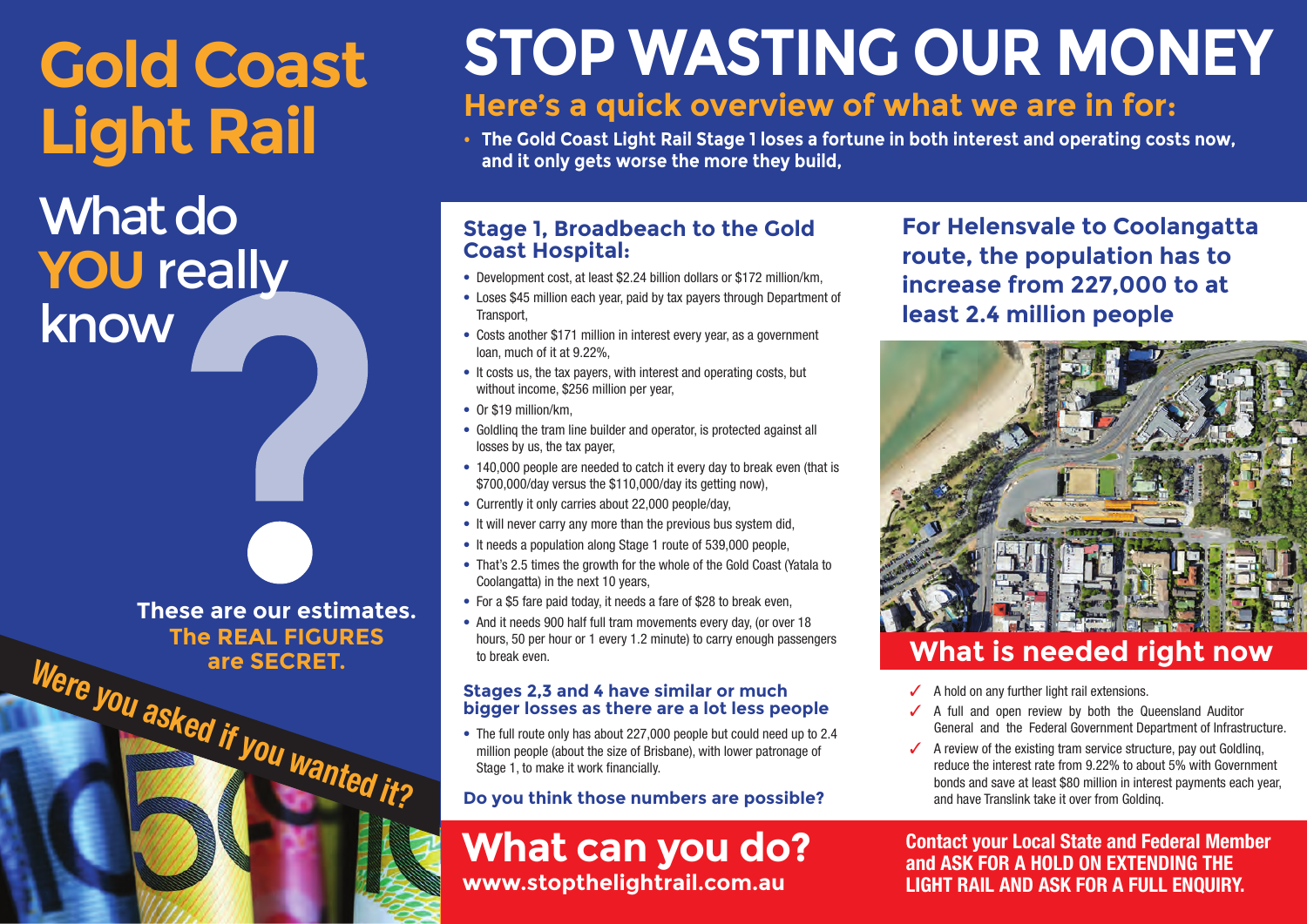# Gold Coast Light Rail

What do **YOU** really know?

**These are our estimates.**
**The REAL FIGURES are SECRET.**

*Were you asked if you wanted it?*

# STOP WASTING OUR MONEY

## Here's a quick overview of what we are in for:

- **The Gold Coast Light Rail Stage 1 loses a fortune in both interest and operating costs now, and it only gets worse the more they build,**

### Stage 1, Broadbeach to the Gold Coast Hospital:

- Development cost, at least $2.24 billion dollars or $172 million/km,
- Loses $45 million each year, paid by tax payers through Department of Transport,
- Costs another $171 million in interest every year, as a government loan, much of it at 9.22%,
- It costs us, the tax payers, with interest and operating costs, but without income, $256 million per year,
- Or $19 million/km,
- Goldlinq the tram line builder and operator, is protected against all losses by us, the tax payer,
- 140,000 people are needed to catch it every day to break even (that is $700,000/day versus the $110,000/day its getting now),
- Currently it only carries about 22,000 people/day,
- It will never carry any more than the previous bus system did,
- It needs a population along Stage 1 route of 539,000 people,
- That's 2.5 times the growth for the whole of the Gold Coast (Yatala to Coolangatta) in the next 10 years,
- For a $5 fare paid today, it needs a fare of $28 to break even,
- And it needs 900 half full tram movements every day, (or over 18 hours, 50 per hour or 1 every 1.2 minute) to carry enough passengers to break even.

### Stages 2,3 and 4 have similar or much bigger losses as there are a lot less people

- The full route only has about 227,000 people but could need up to 2.4 million people (about the size of Brisbane), with lower patronage of Stage 1, to make it work financially.

**Do you think those numbers are possible?**

### For Helensvale to Coolangatta route, the population has to increase from 227,000 to at least 2.4 million people

## What is needed right now

- ✓ A hold on any further light rail extensions.
- ✓ A full and open review by both the Queensland Auditor General and the Federal Government Department of Infrastructure.
- ✓ A review of the existing tram service structure, pay out Goldlinq, reduce the interest rate from 9.22% to about 5% with Government bonds and save at least $80 million in interest payments each year, and have Translink take it over from Goldinq.

## What can you do?

**www.stopthelightrail.com.au**

**Contact your Local State and Federal Member and ASK FOR A HOLD ON EXTENDING THE LIGHT RAIL AND ASK FOR A FULL ENQUIRY.**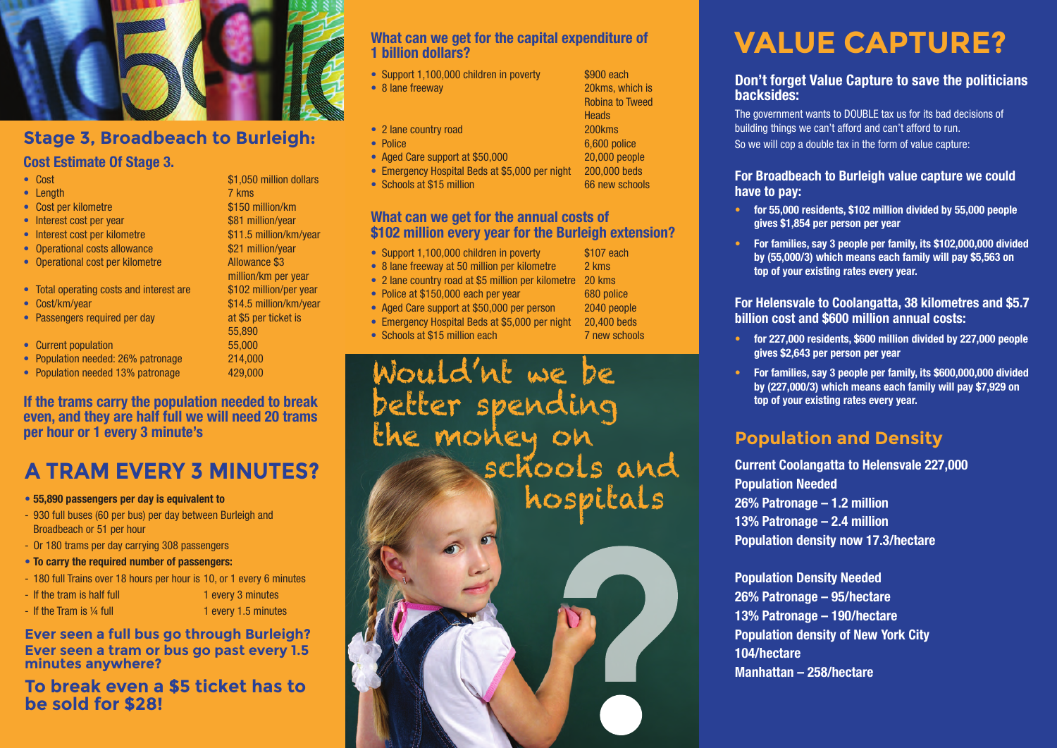## Stage 3, Broadbeach to Burleigh:

### Cost Estimate Of Stage 3.

| | |
|---|---|
| Cost | $1,050 million dollars |
| Length | 7 kms |
| Cost per kilometre | $150 million/km |
| Interest cost per year | $81 million/year |
| Interest cost per kilometre | $11.5 million/km/year |
| Operational costs allowance | $21 million/year |
| Operational cost per kilometre | Allowance $3 million/km per year |
| Total operating costs and interest are | $102 million/per year |
| Cost/km/year | $14.5 million/km/year |
| Passengers required per day | at $5 per ticket is 55,890 |
| Current population | 55,000 |
| Population needed: 26% patronage | 214,000 |
| Population needed 13% patronage | 429,000 |

**If the trams carry the population needed to break even, and they are half full we will need 20 trams per hour or 1 every 3 minute's**

## A TRAM EVERY 3 MINUTES?

- **55,890 passengers per day is equivalent to**
- 930 full buses (60 per bus) per day between Burleigh and Broadbeach or 51 per hour
- Or 180 trams per day carrying 308 passengers
- **To carry the required number of passengers:**
- 180 full Trains over 18 hours per hour is 10, or 1 every 6 minutes
- If the tram is half full — 1 every 3 minutes
- If the Tram is ¼ full — 1 every 1.5 minutes

**Ever seen a full bus go through Burleigh?**
**Ever seen a tram or bus go past every 1.5 minutes anywhere?**

**To break even a $5 ticket has to be sold for $28!**

### What can we get for the capital expenditure of 1 billion dollars?

| | |
|---|---|
| Support 1,100,000 children in poverty | $900 each |
| 8 lane freeway | 20kms, which is Robina to Tweed Heads |
| 2 lane country road | 200kms |
| Police | 6,600 police |
| Aged Care support at $50,000 | 20,000 people |
| Emergency Hospital Beds at $5,000 per night | 200,000 beds |
| Schools at $15 million | 66 new schools |

### What can we get for the annual costs of $102 million every year for the Burleigh extension?

| | |
|---|---|
| Support 1,100,000 children in poverty | $107 each |
| 8 lane freeway at 50 million per kilometre | 2 kms |
| 2 lane country road at $5 million per kilometre | 20 kms |
| Police at $150,000 each per year | 680 police |
| Aged Care support at $50,000 per person | 2040 people |
| Emergency Hospital Beds at $5,000 per night | 20,400 beds |
| Schools at $15 million each | 7 new schools |

Would'nt we be better spending the money on schools and hospitals?

# VALUE CAPTURE?

### Don't forget Value Capture to save the politicians backsides:

The government wants to DOUBLE tax us for its bad decisions of building things we can't afford and can't afford to run.
So we will cop a double tax in the form of value capture:

### For Broadbeach to Burleigh value capture we could have to pay:

- **for 55,000 residents, $102 million divided by 55,000 people gives $1,854 per person per year**
- **For families, say 3 people per family, its $102,000,000 divided by (55,000/3) which means each family will pay $5,563 on top of your existing rates every year.**

### For Helensvale to Coolangatta, 38 kilometres and $5.7 billion cost and $600 million annual costs:

- **for 227,000 residents, $600 million divided by 227,000 people gives $2,643 per person per year**
- **For families, say 3 people per family, its $600,000,000 divided by (227,000/3) which means each family will pay $7,929 on top of your existing rates every year.**

## Population and Density

**Current Coolangatta to Helensvale 227,000**
**Population Needed**
**26% Patronage – 1.2 million**
**13% Patronage – 2.4 million**
**Population density now 17.3/hectare**

**Population Density Needed**
**26% Patronage – 95/hectare**
**13% Patronage – 190/hectare**
**Population density of New York City 104/hectare**
**Manhattan – 258/hectare**